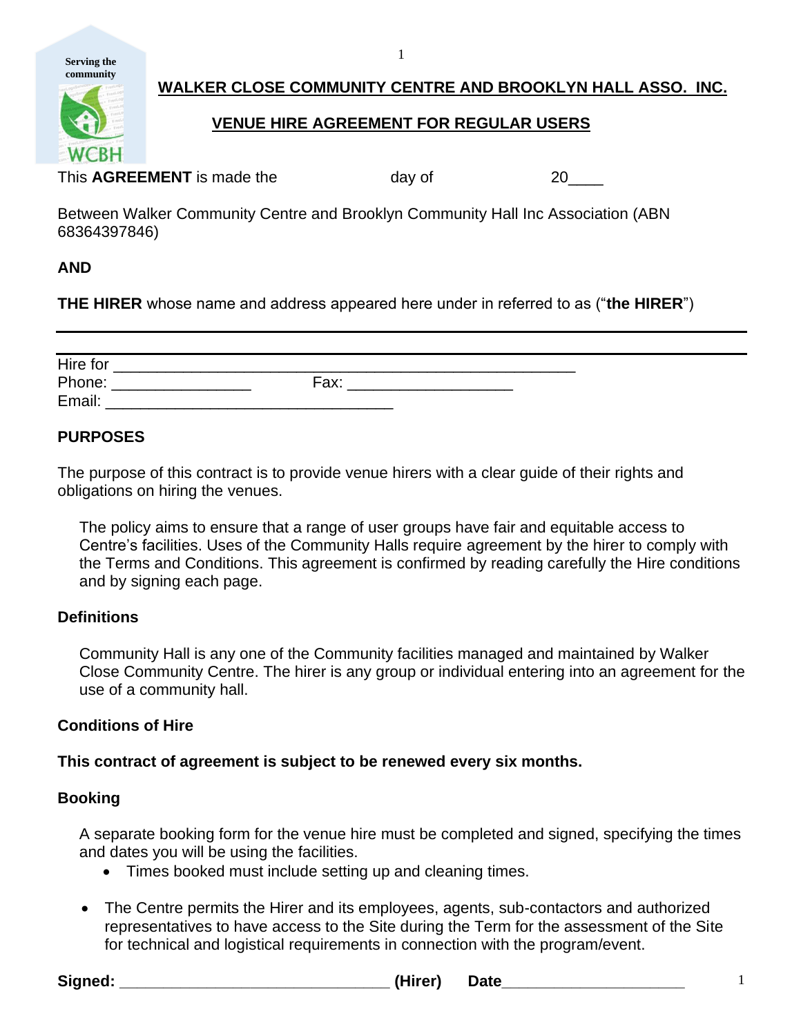Serving the community

WCBH

# WALKER CLOSE COMMUNITY CENTRE AND BROOKLYN HALL ASSO. INC.

## VENUE HIRE AGREEMENT FOR REGULAR USERS

This **AGREEMENT** is made the day of 20____

Between Walker Community Centre and Brooklyn Community Hall Inc Association (ABN 68364397846)

**AND**

**THE HIRER** whose name and address appeared here under in referred to as ("**the HIRER**")

---

Hire for ____________________________________________________________

Phone: ________________ Fax: ___________________

Email: _________________________________

### PURPOSES

The purpose of this contract is to provide venue hirers with a clear guide of their rights and obligations on hiring the venues.

The policy aims to ensure that a range of user groups have fair and equitable access to Centre's facilities. Uses of the Community Halls require agreement by the hirer to comply with the Terms and Conditions. This agreement is confirmed by reading carefully the Hire conditions and by signing each page.

### Definitions

Community Hall is any one of the Community facilities managed and maintained by Walker Close Community Centre. The hirer is any group or individual entering into an agreement for the use of a community hall.

### Conditions of Hire

**This contract of agreement is subject to be renewed every six months.**

### Booking

A separate booking form for the venue hire must be completed and signed, specifying the times and dates you will be using the facilities.

- Times booked must include setting up and cleaning times.

- The Centre permits the Hirer and its employees, agents, sub-contactors and authorized representatives to have access to the Site during the Term for the assessment of the Site for technical and logistical requirements in connection with the program/event.

**Signed:** _______________________________ **(Hirer)** **Date**_____________________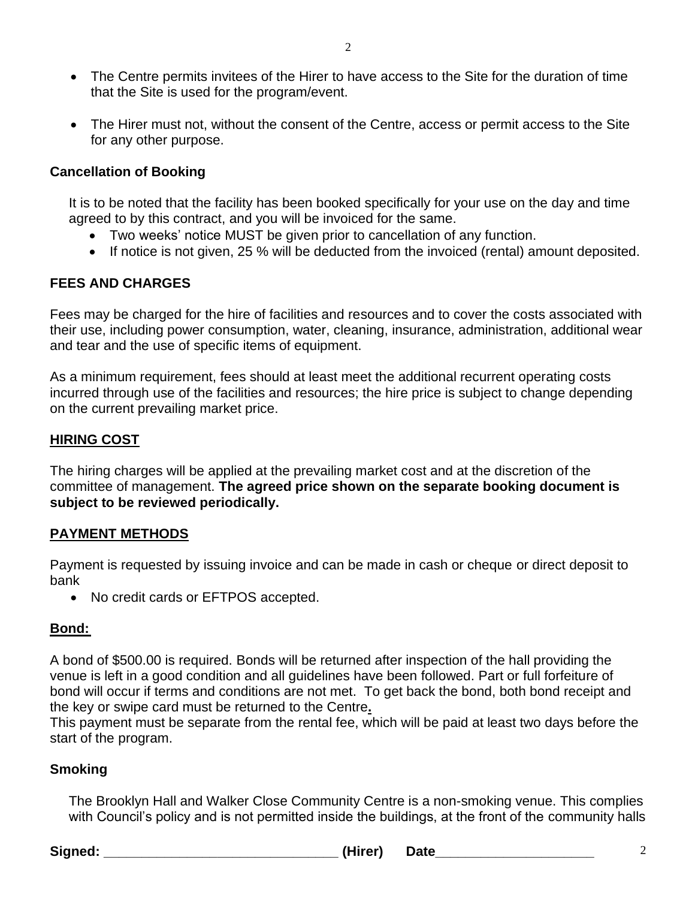- The Centre permits invitees of the Hirer to have access to the Site for the duration of time that the Site is used for the program/event.
- The Hirer must not, without the consent of the Centre, access or permit access to the Site for any other purpose.

### Cancellation of Booking

It is to be noted that the facility has been booked specifically for your use on the day and time agreed to by this contract, and you will be invoiced for the same.

- Two weeks' notice MUST be given prior to cancellation of any function.
- If notice is not given, 25 % will be deducted from the invoiced (rental) amount deposited.

### FEES AND CHARGES

Fees may be charged for the hire of facilities and resources and to cover the costs associated with their use, including power consumption, water, cleaning, insurance, administration, additional wear and tear and the use of specific items of equipment.

As a minimum requirement, fees should at least meet the additional recurrent operating costs incurred through use of the facilities and resources; the hire price is subject to change depending on the current prevailing market price.

### HIRING COST

The hiring charges will be applied at the prevailing market cost and at the discretion of the committee of management. **The agreed price shown on the separate booking document is subject to be reviewed periodically.**

### PAYMENT METHODS

Payment is requested by issuing invoice and can be made in cash or cheque or direct deposit to bank

- No credit cards or EFTPOS accepted.

### Bond:

A bond of $500.00 is required. Bonds will be returned after inspection of the hall providing the venue is left in a good condition and all guidelines have been followed. Part or full forfeiture of bond will occur if terms and conditions are not met. To get back the bond, both bond receipt and the key or swipe card must be returned to the Centre.
This payment must be separate from the rental fee, which will be paid at least two days before the start of the program.

### Smoking

The Brooklyn Hall and Walker Close Community Centre is a non-smoking venue. This complies with Council's policy and is not permitted inside the buildings, at the front of the community halls

**Signed:** _______________________________ **(Hirer)** **Date**_____________________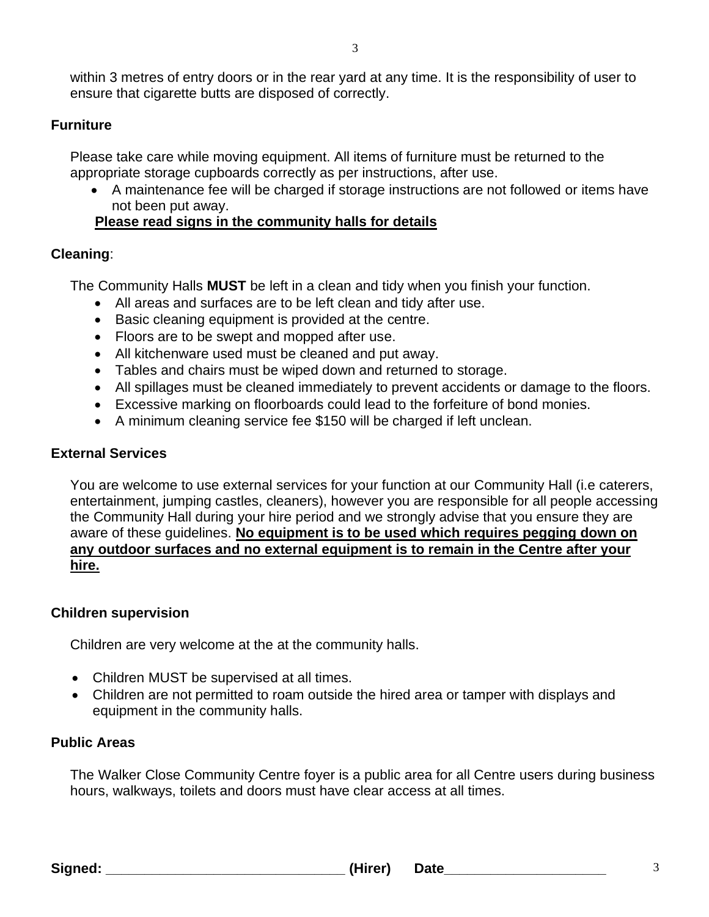within 3 metres of entry doors or in the rear yard at any time. It is the responsibility of user to ensure that cigarette butts are disposed of correctly.

**Furniture**

Please take care while moving equipment. All items of furniture must be returned to the appropriate storage cupboards correctly as per instructions, after use.

- A maintenance fee will be charged if storage instructions are not followed or items have not been put away.

**<u>Please read signs in the community halls for details</u>**

**Cleaning**:

The Community Halls **MUST** be left in a clean and tidy when you finish your function.

- All areas and surfaces are to be left clean and tidy after use.
- Basic cleaning equipment is provided at the centre.
- Floors are to be swept and mopped after use.
- All kitchenware used must be cleaned and put away.
- Tables and chairs must be wiped down and returned to storage.
- All spillages must be cleaned immediately to prevent accidents or damage to the floors.
- Excessive marking on floorboards could lead to the forfeiture of bond monies.
- A minimum cleaning service fee $150 will be charged if left unclean.

**External Services**

You are welcome to use external services for your function at our Community Hall (i.e caterers, entertainment, jumping castles, cleaners), however you are responsible for all people accessing the Community Hall during your hire period and we strongly advise that you ensure they are aware of these guidelines. **<u>No equipment is to be used which requires pegging down on any outdoor surfaces and no external equipment is to remain in the Centre after your hire.</u>**

**Children supervision**

Children are very welcome at the at the community halls.

- Children MUST be supervised at all times.
- Children are not permitted to roam outside the hired area or tamper with displays and equipment in the community halls.

**Public Areas**

The Walker Close Community Centre foyer is a public area for all Centre users during business hours, walkways, toilets and doors must have clear access at all times.

**Signed: \_\_\_\_\_\_\_\_\_\_\_\_\_\_\_\_\_\_\_\_\_\_\_\_\_\_\_\_\_\_\_\_ (Hirer) Date\_\_\_\_\_\_\_\_\_\_\_\_\_\_\_\_\_\_\_\_\_\_**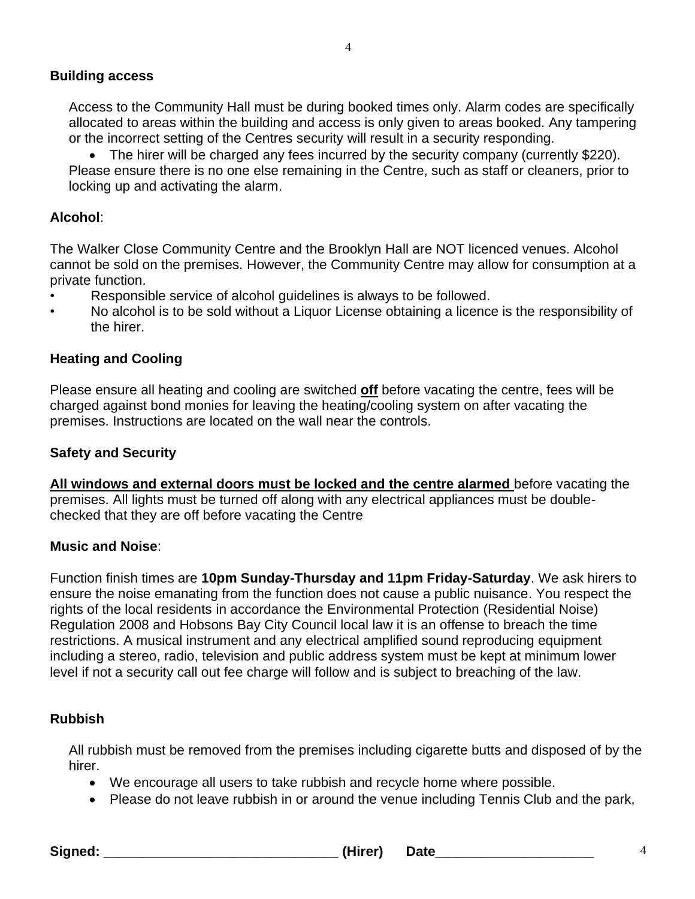**Building access**

Access to the Community Hall must be during booked times only. Alarm codes are specifically allocated to areas within the building and access is only given to areas booked. Any tampering or the incorrect setting of the Centres security will result in a security responding.

- The hirer will be charged any fees incurred by the security company (currently $220).

Please ensure there is no one else remaining in the Centre, such as staff or cleaners, prior to locking up and activating the alarm.

**Alcohol**:

The Walker Close Community Centre and the Brooklyn Hall are NOT licenced venues. Alcohol cannot be sold on the premises. However, the Community Centre may allow for consumption at a private function.

- Responsible service of alcohol guidelines is always to be followed.
- No alcohol is to be sold without a Liquor License obtaining a licence is the responsibility of the hirer.

**Heating and Cooling**

Please ensure all heating and cooling are switched **off** before vacating the centre, fees will be charged against bond monies for leaving the heating/cooling system on after vacating the premises. Instructions are located on the wall near the controls.

**Safety and Security**

**All windows and external doors must be locked and the centre alarmed** before vacating the premises. All lights must be turned off along with any electrical appliances must be double-checked that they are off before vacating the Centre

**Music and Noise**:

Function finish times are **10pm Sunday-Thursday and 11pm Friday-Saturday**. We ask hirers to ensure the noise emanating from the function does not cause a public nuisance. You respect the rights of the local residents in accordance the Environmental Protection (Residential Noise) Regulation 2008 and Hobsons Bay City Council local law it is an offense to breach the time restrictions. A musical instrument and any electrical amplified sound reproducing equipment including a stereo, radio, television and public address system must be kept at minimum lower level if not a security call out fee charge will follow and is subject to breaching of the law.

**Rubbish**

All rubbish must be removed from the premises including cigarette butts and disposed of by the hirer.

- We encourage all users to take rubbish and recycle home where possible.
- Please do not leave rubbish in or around the venue including Tennis Club and the park,

**Signed:** ______________________________ **(Hirer)** **Date**____________________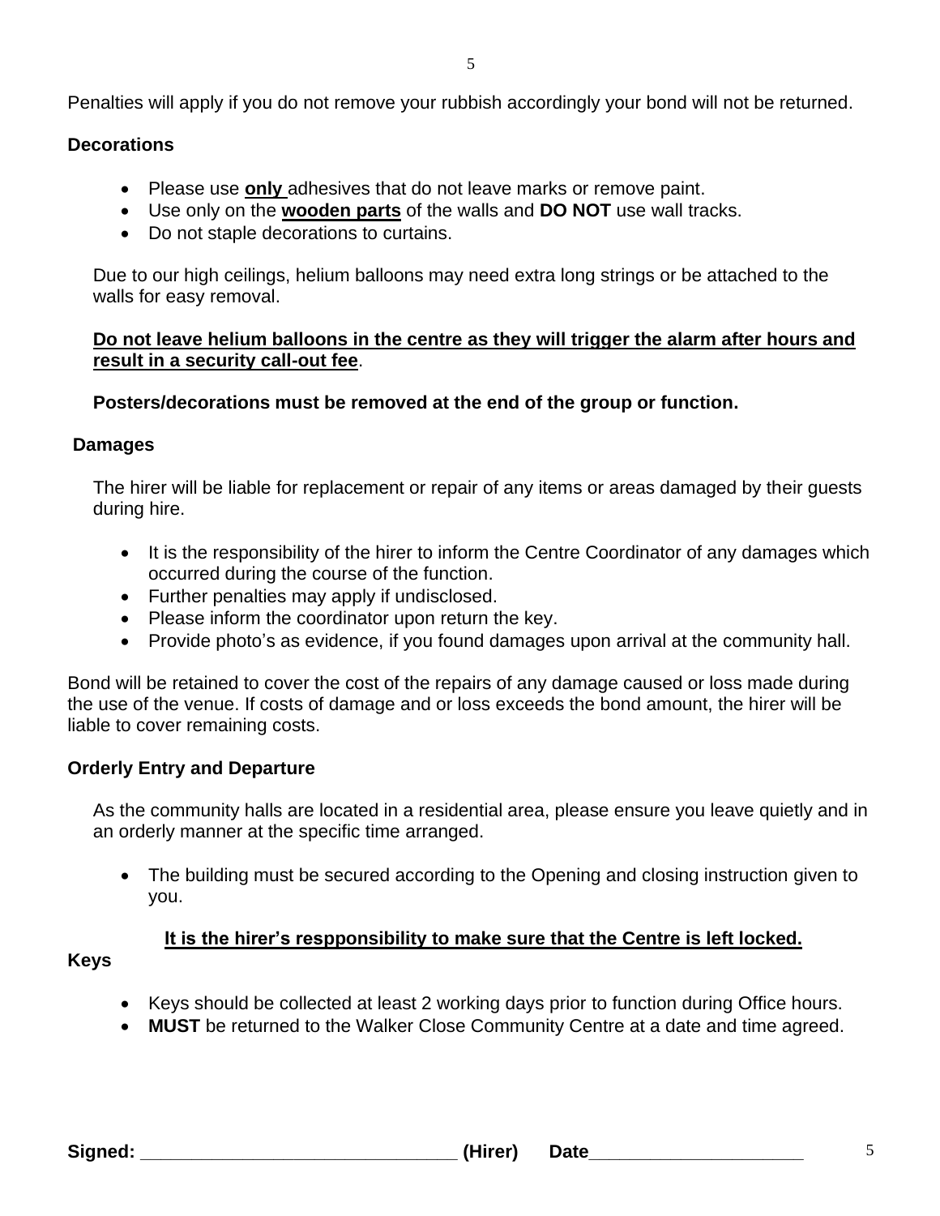Penalties will apply if you do not remove your rubbish accordingly your bond will not be returned.

**Decorations**

- Please use **only** adhesives that do not leave marks or remove paint.
- Use only on the **wooden parts** of the walls and **DO NOT** use wall tracks.
- Do not staple decorations to curtains.

Due to our high ceilings, helium balloons may need extra long strings or be attached to the walls for easy removal.

**Do not leave helium balloons in the centre as they will trigger the alarm after hours and result in a security call-out fee**.

**Posters/decorations must be removed at the end of the group or function.**

**Damages**

The hirer will be liable for replacement or repair of any items or areas damaged by their guests during hire.

- It is the responsibility of the hirer to inform the Centre Coordinator of any damages which occurred during the course of the function.
- Further penalties may apply if undisclosed.
- Please inform the coordinator upon return the key.
- Provide photo's as evidence, if you found damages upon arrival at the community hall.

Bond will be retained to cover the cost of the repairs of any damage caused or loss made during the use of the venue. If costs of damage and or loss exceeds the bond amount, the hirer will be liable to cover remaining costs.

**Orderly Entry and Departure**

As the community halls are located in a residential area, please ensure you leave quietly and in an orderly manner at the specific time arranged.

- The building must be secured according to the Opening and closing instruction given to you.

**It is the hirer's respponsibility to make sure that the Centre is left locked.**

**Keys**

- Keys should be collected at least 2 working days prior to function during Office hours.
- **MUST** be returned to the Walker Close Community Centre at a date and time agreed.

**Signed:** ______________________________ **(Hirer)** **Date**____________________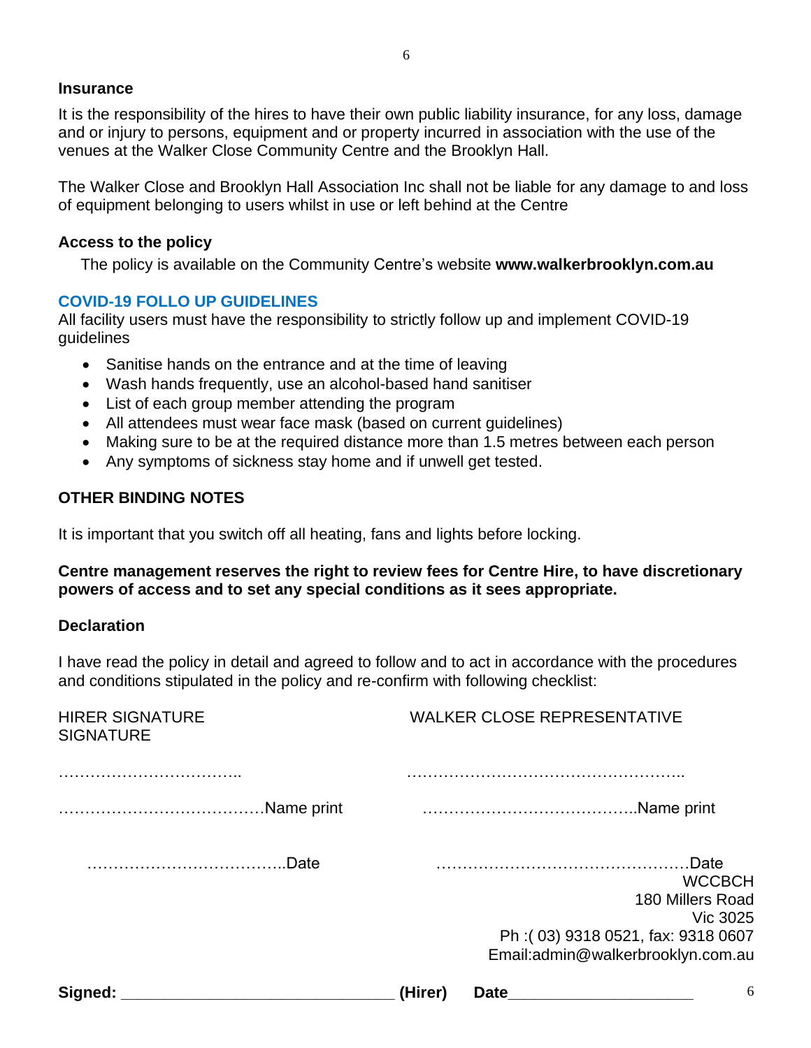### Insurance

It is the responsibility of the hires to have their own public liability insurance, for any loss, damage and or injury to persons, equipment and or property incurred in association with the use of the venues at the Walker Close Community Centre and the Brooklyn Hall.

The Walker Close and Brooklyn Hall Association Inc shall not be liable for any damage to and loss of equipment belonging to users whilst in use or left behind at the Centre

### Access to the policy

The policy is available on the Community Centre's website **www.walkerbrooklyn.com.au**

### COVID-19 FOLLO UP GUIDELINES

All facility users must have the responsibility to strictly follow up and implement COVID-19 guidelines

- Sanitise hands on the entrance and at the time of leaving
- Wash hands frequently, use an alcohol-based hand sanitiser
- List of each group member attending the program
- All attendees must wear face mask (based on current guidelines)
- Making sure to be at the required distance more than 1.5 metres between each person
- Any symptoms of sickness stay home and if unwell get tested.

### OTHER BINDING NOTES

It is important that you switch off all heating, fans and lights before locking.

**Centre management reserves the right to review fees for Centre Hire, to have discretionary powers of access and to set any special conditions as it sees appropriate.**

### Declaration

I have read the policy in detail and agreed to follow and to act in accordance with the procedures and conditions stipulated in the policy and re-confirm with following checklist:

| HIRER SIGNATURE SIGNATURE | WALKER CLOSE REPRESENTATIVE |
|---|---|
| …………………………….. | …………………………………………….. |
| …………………………………Name print | …………………………………..Name print |
| ………………………………..Date | ………………………………………….Date |

WCCBCH
180 Millers Road
Vic 3025
Ph :( 03) 9318 0521, fax: 9318 0607
Email:admin@walkerbrooklyn.com.au

**Signed:** ______________________________ **(Hirer)** **Date**____________________